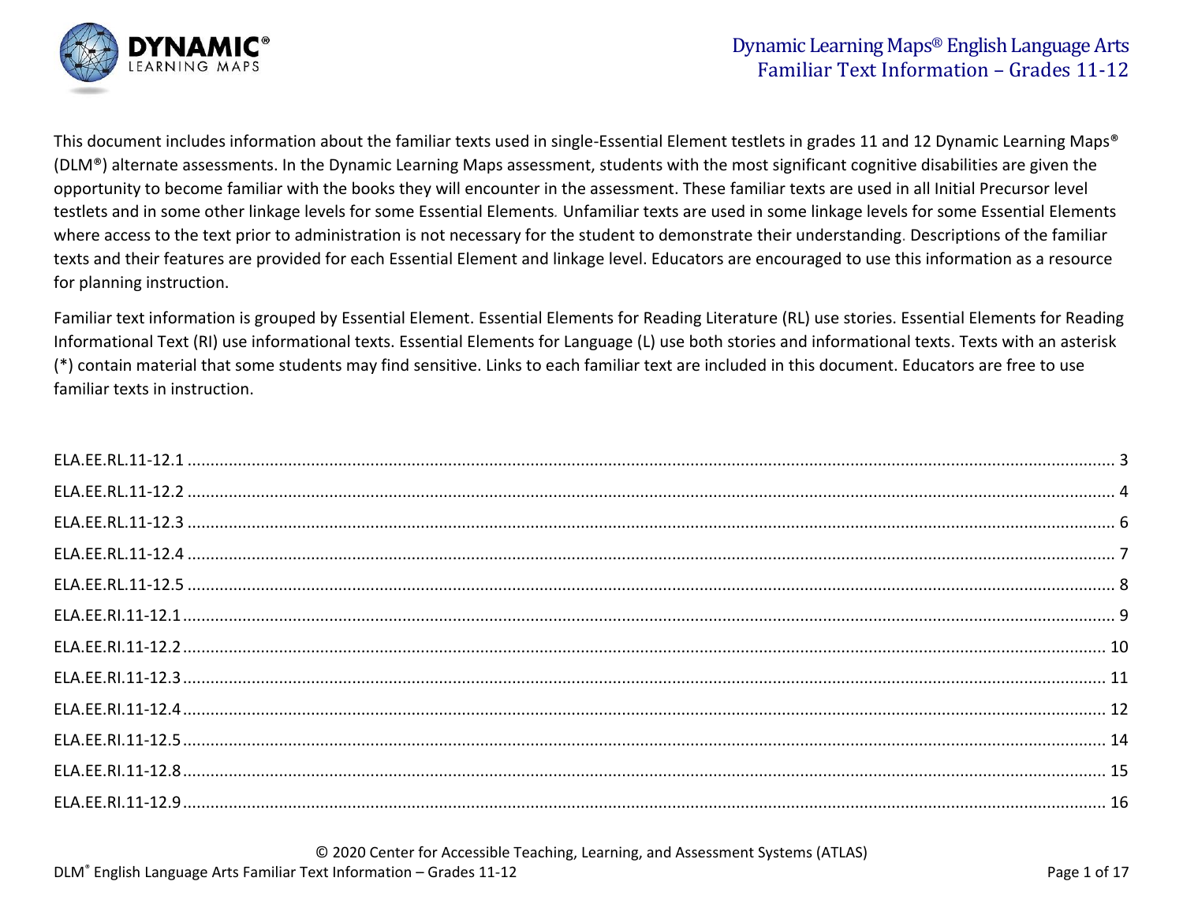# Dynamic Learning Maps® English Language Arts Familiar Text Information – Grades 11-12

This document includes information about the familiar texts used in single-Essential Element testlets in grades 11 and 12 Dynamic Learning Maps® (DLM®) alternate assessments. In the Dynamic Learning Maps assessment, students with the most significant cognitive disabilities are given the opportunity to become familiar with the books they will encounter in the assessment. These familiar texts are used in all Initial Precursor level testlets and in some other linkage levels for some Essential Elements. Unfamiliar texts are used in some linkage levels for some Essential Elements where access to the text prior to administration is not necessary for the student to demonstrate their understanding. Descriptions of the familiar texts and their features are provided for each Essential Element and linkage level. Educators are encouraged to use this information as a resource for planning instruction.

Familiar text information is grouped by Essential Element. Essential Elements for Reading Literature (RL) use stories. Essential Elements for Reading Informational Text (RI) use informational texts. Essential Elements for Language (L) use both stories and informational texts. Texts with an asterisk (*) contain material that some students may find sensitive. Links to each familiar text are included in this document. Educators are free to use familiar texts in instruction.

ELA.EE.RL.11-12.1 ........ 3
ELA.EE.RL.11-12.2 ........ 4
ELA.EE.RL.11-12.3 ........ 6
ELA.EE.RL.11-12.4 ........ 7
ELA.EE.RL.11-12.5 ........ 8
ELA.EE.RI.11-12.1 ........ 9
ELA.EE.RI.11-12.2 ........ 10
ELA.EE.RI.11-12.3 ........ 11
ELA.EE.RI.11-12.4 ........ 12
ELA.EE.RI.11-12.5 ........ 14
ELA.EE.RI.11-12.8 ........ 15
ELA.EE.RI.11-12.9 ........ 16

© 2020 Center for Accessible Teaching, Learning, and Assessment Systems (ATLAS)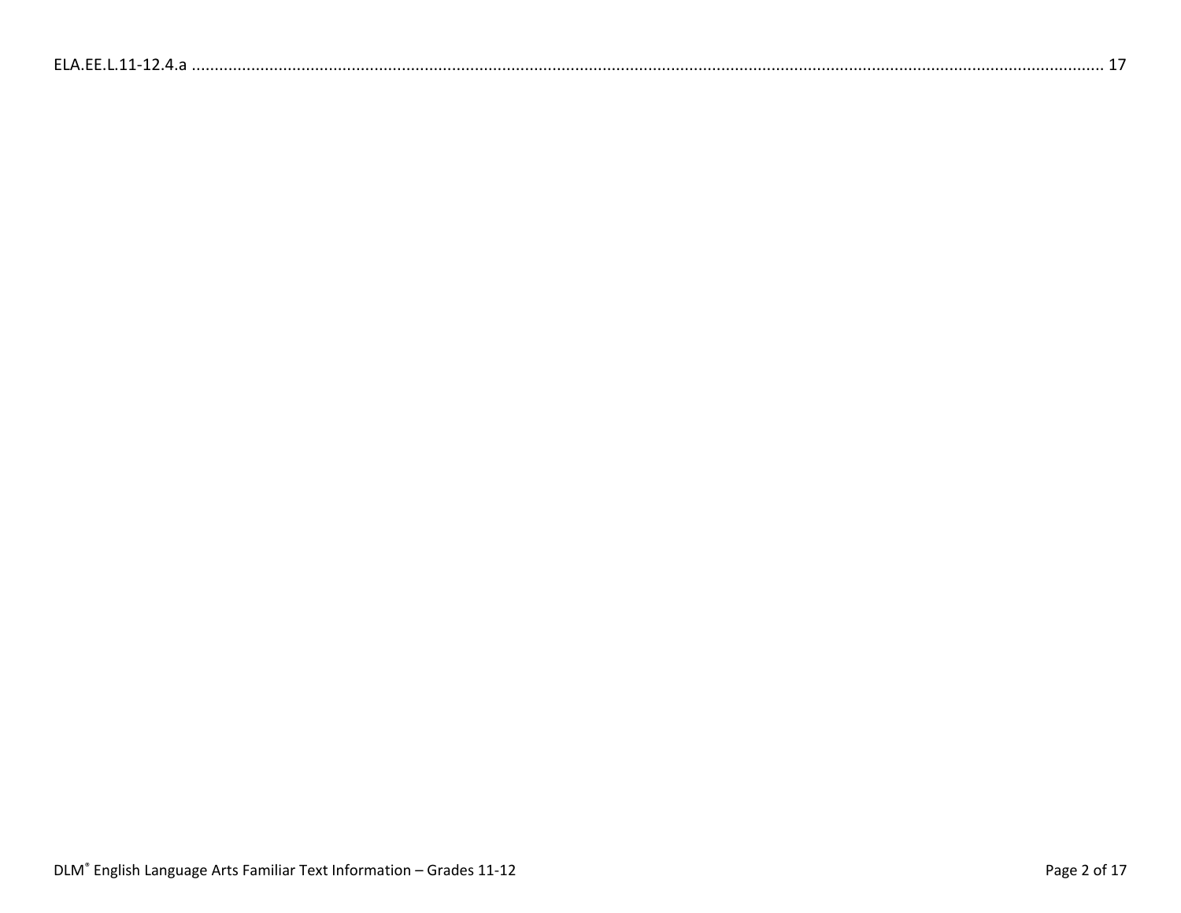ELA.EE.L.11-12.4.a ........................................................................................................................................................................................ 17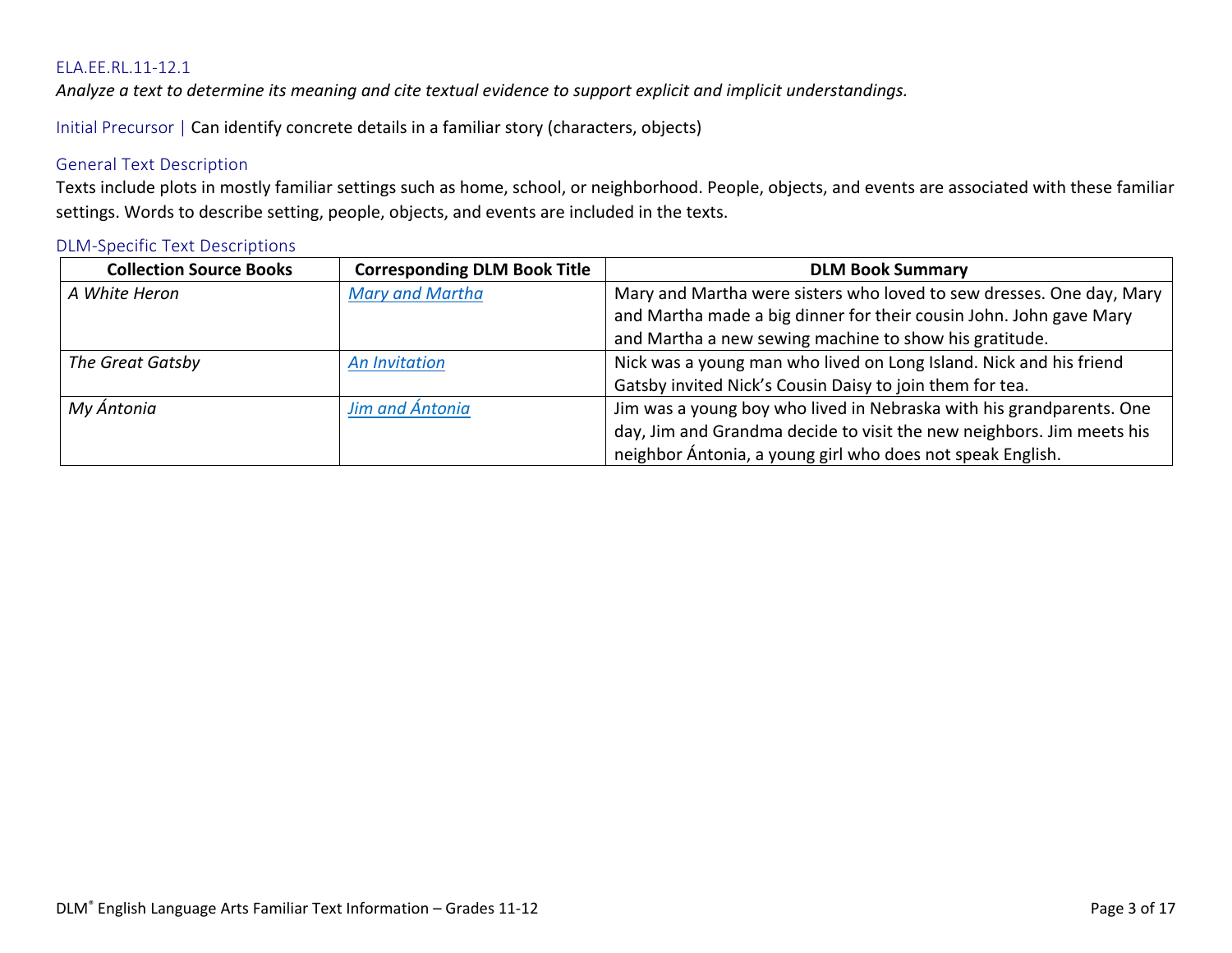### ELA.EE.RL.11-12.1

*Analyze a text to determine its meaning and cite textual evidence to support explicit and implicit understandings.*

Initial Precursor | Can identify concrete details in a familiar story (characters, objects)

#### General Text Description

Texts include plots in mostly familiar settings such as home, school, or neighborhood. People, objects, and events are associated with these familiar settings. Words to describe setting, people, objects, and events are included in the texts.

#### DLM-Specific Text Descriptions

| Collection Source Books | Corresponding DLM Book Title | DLM Book Summary |
|---|---|---|
| *A White Heron* | *Mary and Martha* | Mary and Martha were sisters who loved to sew dresses. One day, Mary and Martha made a big dinner for their cousin John. John gave Mary and Martha a new sewing machine to show his gratitude. |
| *The Great Gatsby* | *An Invitation* | Nick was a young man who lived on Long Island. Nick and his friend Gatsby invited Nick's Cousin Daisy to join them for tea. |
| *My Ántonia* | *Jim and Ántonia* | Jim was a young boy who lived in Nebraska with his grandparents. One day, Jim and Grandma decide to visit the new neighbors. Jim meets his neighbor Ántonia, a young girl who does not speak English. |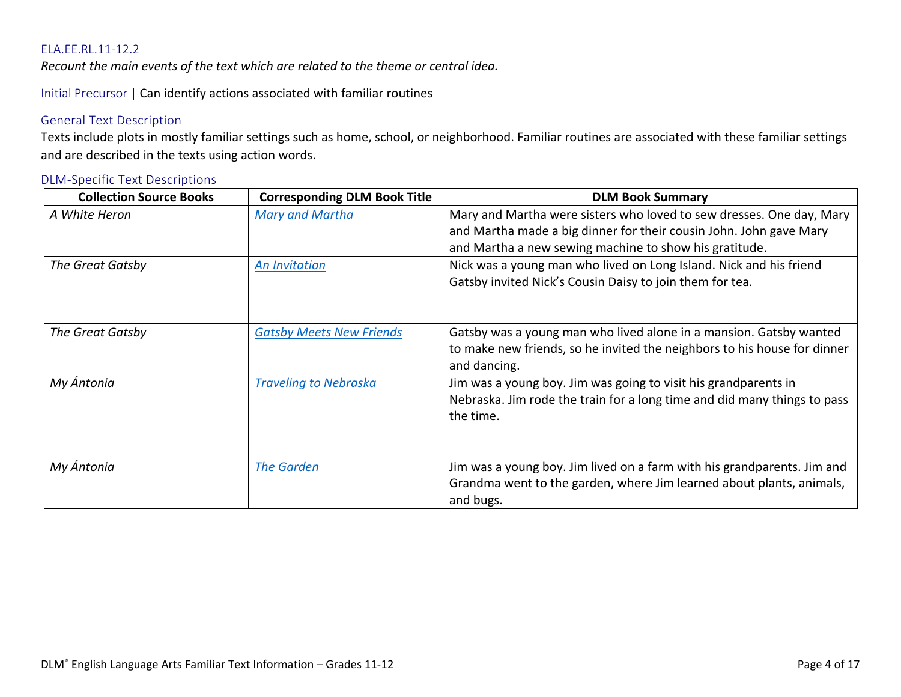ELA.EE.RL.11-12.2

*Recount the main events of the text which are related to the theme or central idea.*

Initial Precursor | Can identify actions associated with familiar routines

### General Text Description

Texts include plots in mostly familiar settings such as home, school, or neighborhood. Familiar routines are associated with these familiar settings and are described in the texts using action words.

### DLM-Specific Text Descriptions

| Collection Source Books | Corresponding DLM Book Title | DLM Book Summary |
|---|---|---|
| *A White Heron* | *Mary and Martha* | Mary and Martha were sisters who loved to sew dresses. One day, Mary and Martha made a big dinner for their cousin John. John gave Mary and Martha a new sewing machine to show his gratitude. |
| *The Great Gatsby* | *An Invitation* | Nick was a young man who lived on Long Island. Nick and his friend Gatsby invited Nick's Cousin Daisy to join them for tea. |
| *The Great Gatsby* | *Gatsby Meets New Friends* | Gatsby was a young man who lived alone in a mansion. Gatsby wanted to make new friends, so he invited the neighbors to his house for dinner and dancing. |
| *My Ántonia* | *Traveling to Nebraska* | Jim was a young boy. Jim was going to visit his grandparents in Nebraska. Jim rode the train for a long time and did many things to pass the time. |
| *My Ántonia* | *The Garden* | Jim was a young boy. Jim lived on a farm with his grandparents. Jim and Grandma went to the garden, where Jim learned about plants, animals, and bugs. |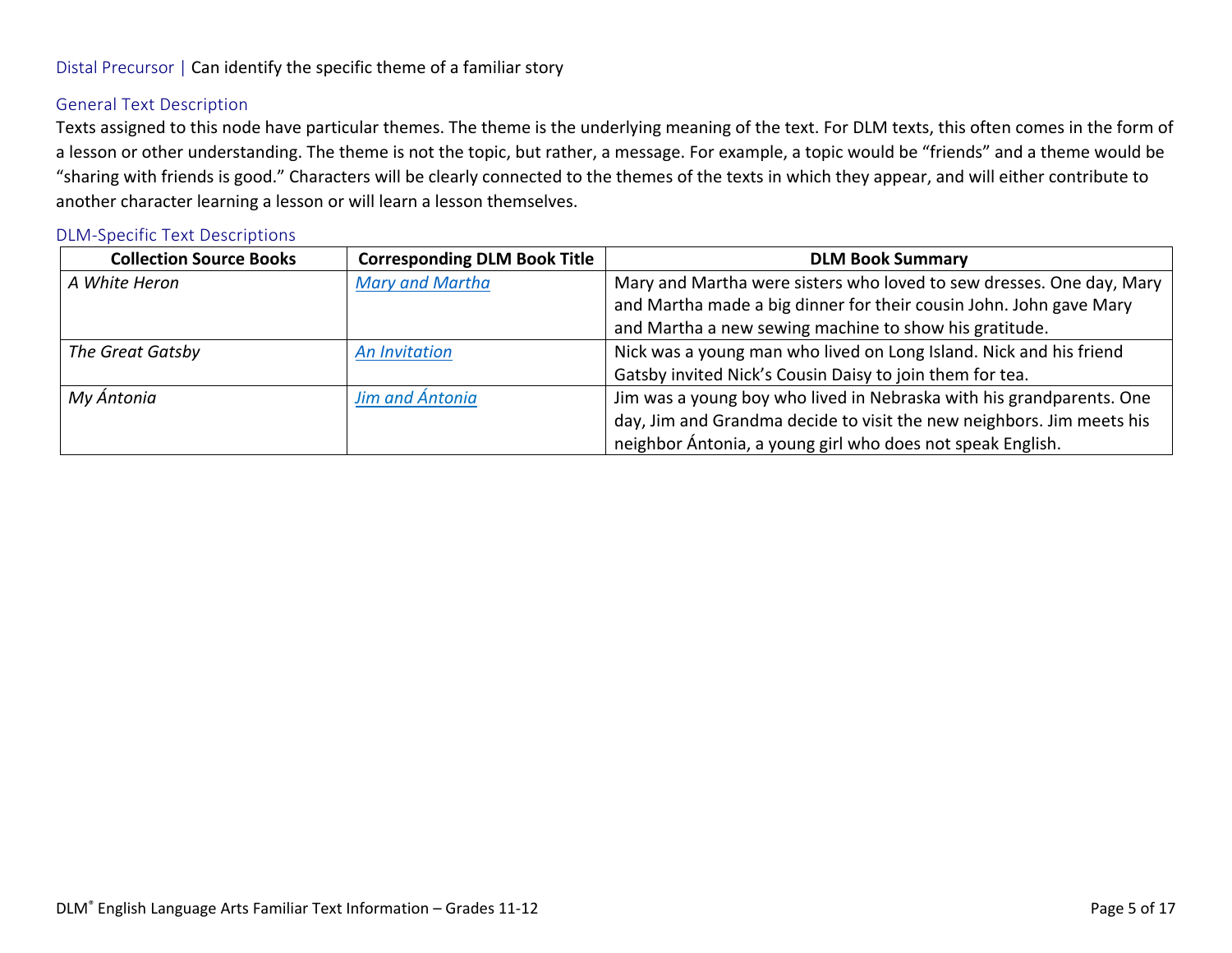### Distal Precursor | Can identify the specific theme of a familiar story

#### General Text Description

Texts assigned to this node have particular themes. The theme is the underlying meaning of the text. For DLM texts, this often comes in the form of a lesson or other understanding. The theme is not the topic, but rather, a message. For example, a topic would be “friends” and a theme would be “sharing with friends is good.” Characters will be clearly connected to the themes of the texts in which they appear, and will either contribute to another character learning a lesson or will learn a lesson themselves.

#### DLM-Specific Text Descriptions

| Collection Source Books | Corresponding DLM Book Title | DLM Book Summary |
|---|---|---|
| *A White Heron* | *Mary and Martha* | Mary and Martha were sisters who loved to sew dresses. One day, Mary and Martha made a big dinner for their cousin John. John gave Mary and Martha a new sewing machine to show his gratitude. |
| *The Great Gatsby* | *An Invitation* | Nick was a young man who lived on Long Island. Nick and his friend Gatsby invited Nick’s Cousin Daisy to join them for tea. |
| *My Ántonia* | *Jim and Ántonia* | Jim was a young boy who lived in Nebraska with his grandparents. One day, Jim and Grandma decide to visit the new neighbors. Jim meets his neighbor Ántonia, a young girl who does not speak English. |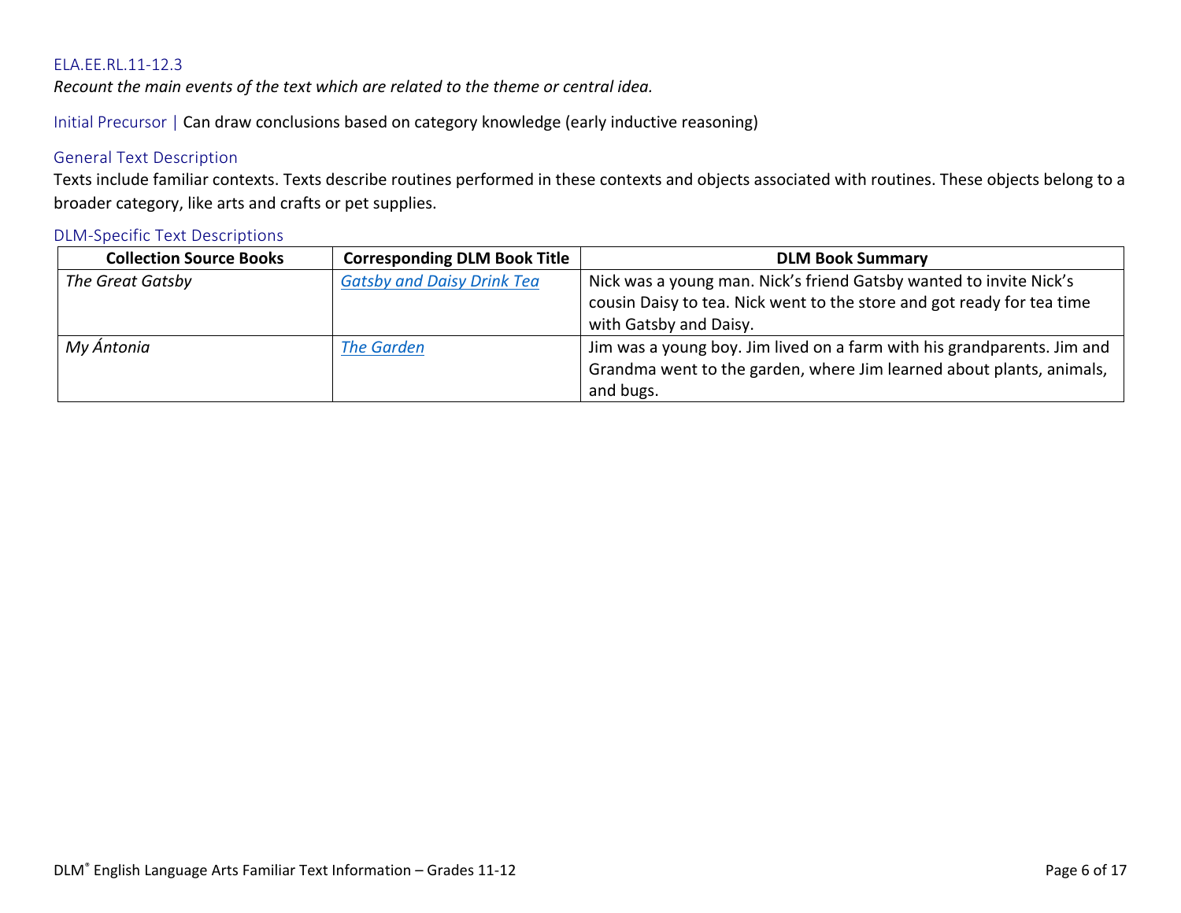### ELA.EE.RL.11-12.3

*Recount the main events of the text which are related to the theme or central idea.*

Initial Precursor | Can draw conclusions based on category knowledge (early inductive reasoning)

#### General Text Description

Texts include familiar contexts. Texts describe routines performed in these contexts and objects associated with routines. These objects belong to a broader category, like arts and crafts or pet supplies.

#### DLM-Specific Text Descriptions

| Collection Source Books | Corresponding DLM Book Title | DLM Book Summary |
| --- | --- | --- |
| *The Great Gatsby* | *Gatsby and Daisy Drink Tea* | Nick was a young man. Nick's friend Gatsby wanted to invite Nick's cousin Daisy to tea. Nick went to the store and got ready for tea time with Gatsby and Daisy. |
| *My Ántonia* | *The Garden* | Jim was a young boy. Jim lived on a farm with his grandparents. Jim and Grandma went to the garden, where Jim learned about plants, animals, and bugs. |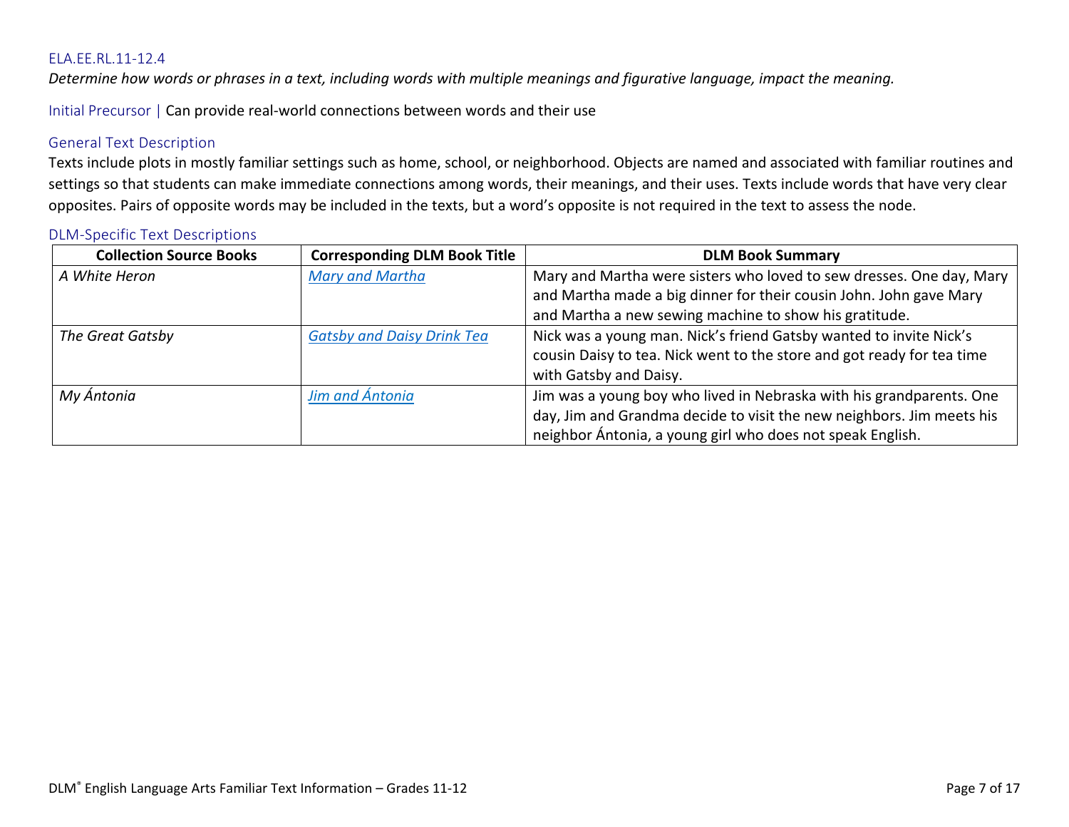### ELA.EE.RL.11-12.4

*Determine how words or phrases in a text, including words with multiple meanings and figurative language, impact the meaning.*

Initial Precursor | Can provide real-world connections between words and their use

#### General Text Description

Texts include plots in mostly familiar settings such as home, school, or neighborhood. Objects are named and associated with familiar routines and settings so that students can make immediate connections among words, their meanings, and their uses. Texts include words that have very clear opposites. Pairs of opposite words may be included in the texts, but a word's opposite is not required in the text to assess the node.

#### DLM-Specific Text Descriptions

| Collection Source Books | Corresponding DLM Book Title | DLM Book Summary |
| --- | --- | --- |
| *A White Heron* | *Mary and Martha* | Mary and Martha were sisters who loved to sew dresses. One day, Mary and Martha made a big dinner for their cousin John. John gave Mary and Martha a new sewing machine to show his gratitude. |
| *The Great Gatsby* | *Gatsby and Daisy Drink Tea* | Nick was a young man. Nick's friend Gatsby wanted to invite Nick's cousin Daisy to tea. Nick went to the store and got ready for tea time with Gatsby and Daisy. |
| *My Ántonia* | *Jim and Ántonia* | Jim was a young boy who lived in Nebraska with his grandparents. One day, Jim and Grandma decide to visit the new neighbors. Jim meets his neighbor Ántonia, a young girl who does not speak English. |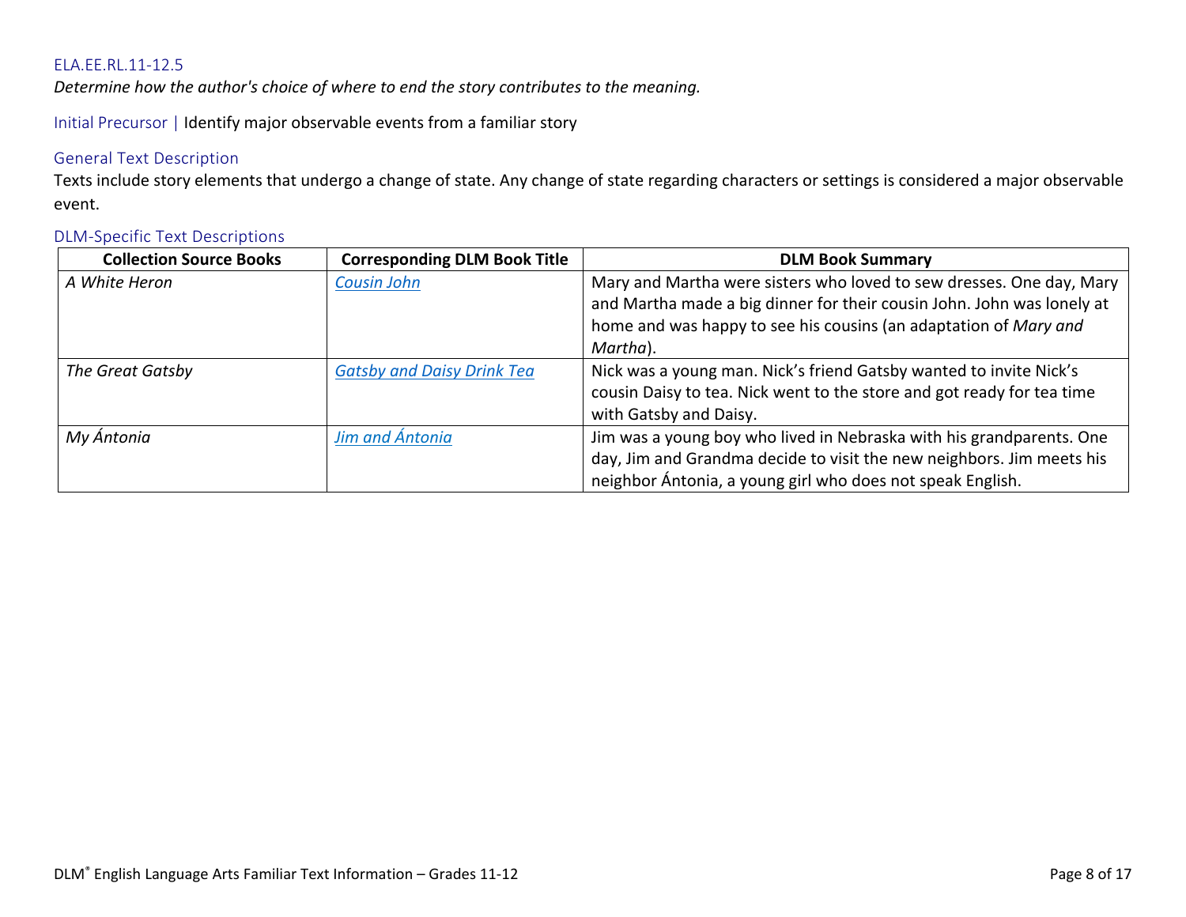ELA.EE.RL.11-12.5

*Determine how the author's choice of where to end the story contributes to the meaning.*

Initial Precursor | Identify major observable events from a familiar story

### General Text Description

Texts include story elements that undergo a change of state. Any change of state regarding characters or settings is considered a major observable event.

### DLM-Specific Text Descriptions

| Collection Source Books | Corresponding DLM Book Title | DLM Book Summary |
|---|---|---|
| *A White Heron* | *Cousin John* | Mary and Martha were sisters who loved to sew dresses. One day, Mary and Martha made a big dinner for their cousin John. John was lonely at home and was happy to see his cousins (an adaptation of *Mary and Martha*). |
| *The Great Gatsby* | *Gatsby and Daisy Drink Tea* | Nick was a young man. Nick's friend Gatsby wanted to invite Nick's cousin Daisy to tea. Nick went to the store and got ready for tea time with Gatsby and Daisy. |
| *My Ántonia* | *Jim and Ántonia* | Jim was a young boy who lived in Nebraska with his grandparents. One day, Jim and Grandma decide to visit the new neighbors. Jim meets his neighbor Ántonia, a young girl who does not speak English. |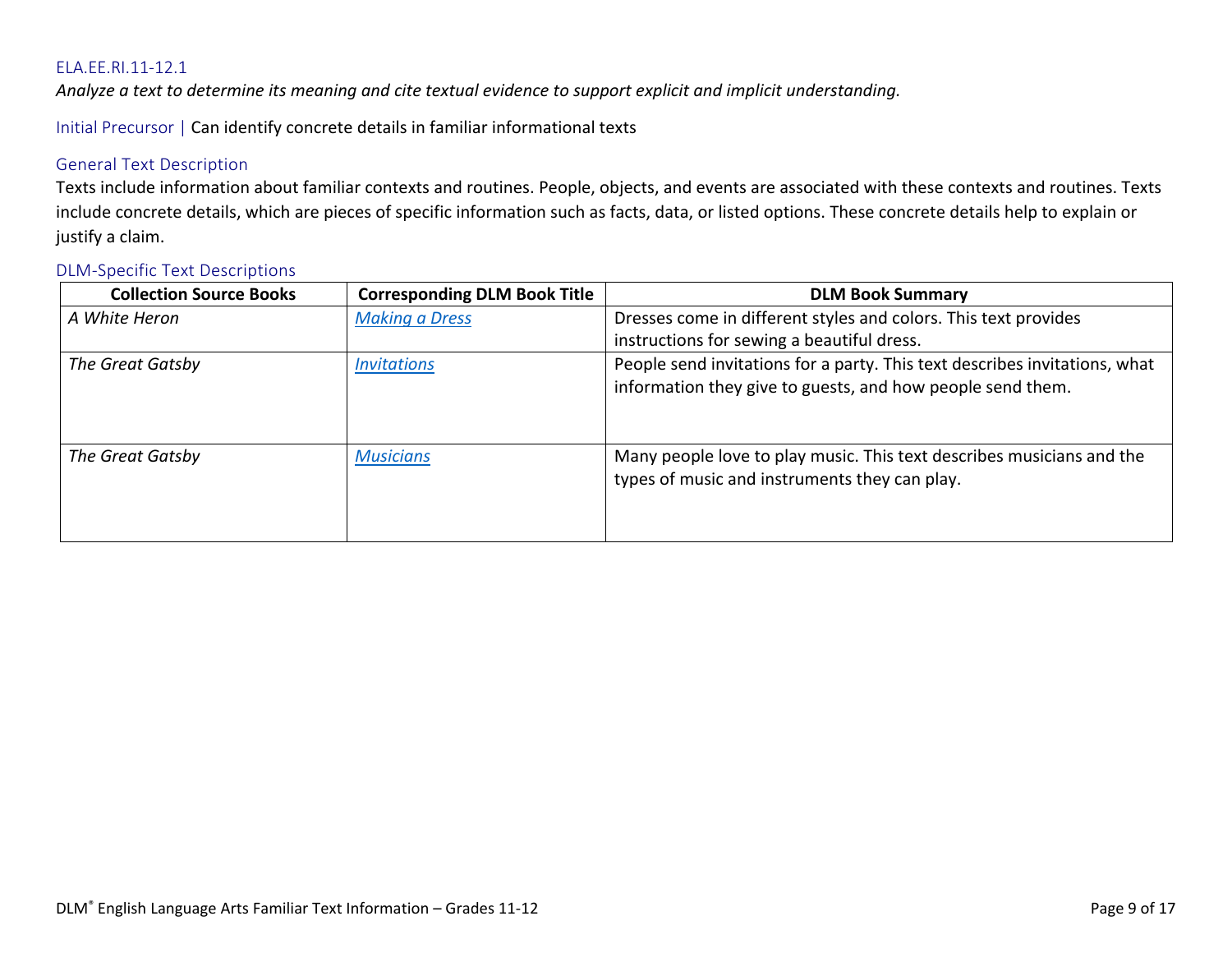### ELA.EE.RI.11-12.1

*Analyze a text to determine its meaning and cite textual evidence to support explicit and implicit understanding.*

Initial Precursor | Can identify concrete details in familiar informational texts

#### General Text Description

Texts include information about familiar contexts and routines. People, objects, and events are associated with these contexts and routines. Texts include concrete details, which are pieces of specific information such as facts, data, or listed options. These concrete details help to explain or justify a claim.

#### DLM-Specific Text Descriptions

| Collection Source Books | Corresponding DLM Book Title | DLM Book Summary |
|---|---|---|
| *A White Heron* | *Making a Dress* | Dresses come in different styles and colors. This text provides instructions for sewing a beautiful dress. |
| *The Great Gatsby* | *Invitations* | People send invitations for a party. This text describes invitations, what information they give to guests, and how people send them. |
| *The Great Gatsby* | *Musicians* | Many people love to play music. This text describes musicians and the types of music and instruments they can play. |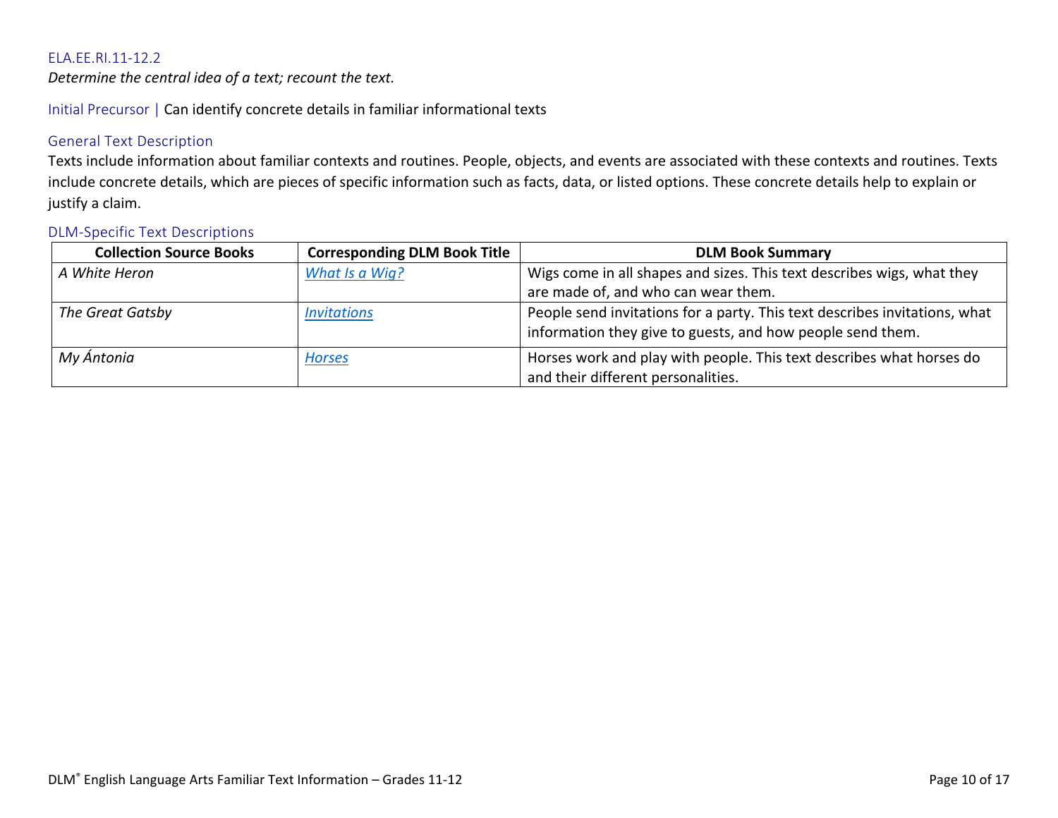ELA.EE.RI.11-12.2

*Determine the central idea of a text; recount the text.*

Initial Precursor | Can identify concrete details in familiar informational texts

### General Text Description

Texts include information about familiar contexts and routines. People, objects, and events are associated with these contexts and routines. Texts include concrete details, which are pieces of specific information such as facts, data, or listed options. These concrete details help to explain or justify a claim.

### DLM-Specific Text Descriptions

| Collection Source Books | Corresponding DLM Book Title | DLM Book Summary |
|---|---|---|
| *A White Heron* | *What Is a Wig?* | Wigs come in all shapes and sizes. This text describes wigs, what they are made of, and who can wear them. |
| *The Great Gatsby* | *Invitations* | People send invitations for a party. This text describes invitations, what information they give to guests, and how people send them. |
| *My Ántonia* | *Horses* | Horses work and play with people. This text describes what horses do and their different personalities. |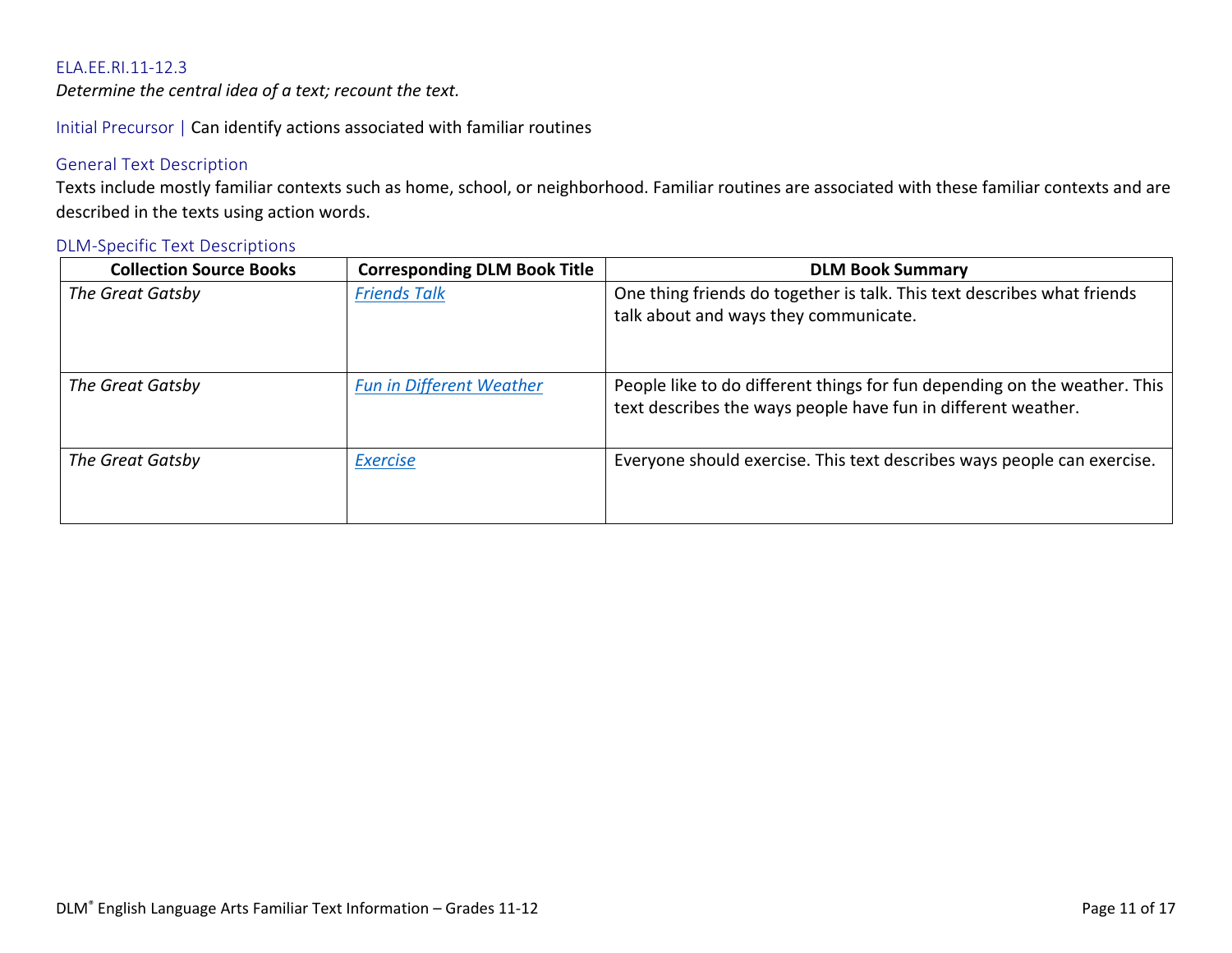ELA.EE.RI.11-12.3

*Determine the central idea of a text; recount the text.*

Initial Precursor | Can identify actions associated with familiar routines

### General Text Description

Texts include mostly familiar contexts such as home, school, or neighborhood. Familiar routines are associated with these familiar contexts and are described in the texts using action words.

### DLM-Specific Text Descriptions

| Collection Source Books | Corresponding DLM Book Title | DLM Book Summary |
|---|---|---|
| *The Great Gatsby* | *Friends Talk* | One thing friends do together is talk. This text describes what friends talk about and ways they communicate. |
| *The Great Gatsby* | *Fun in Different Weather* | People like to do different things for fun depending on the weather. This text describes the ways people have fun in different weather. |
| *The Great Gatsby* | *Exercise* | Everyone should exercise. This text describes ways people can exercise. |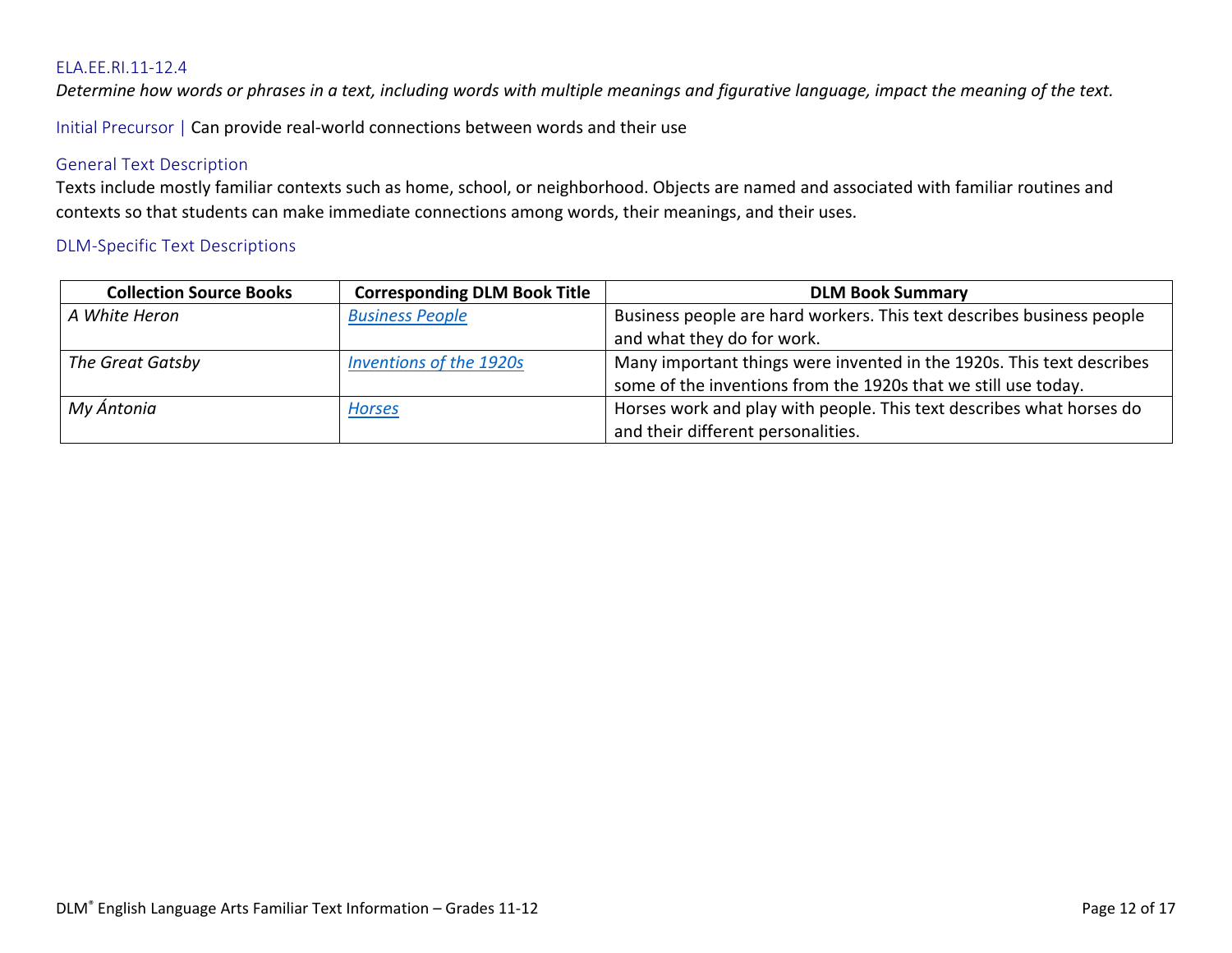## ELA.EE.RI.11-12.4

*Determine how words or phrases in a text, including words with multiple meanings and figurative language, impact the meaning of the text.*

Initial Precursor | Can provide real-world connections between words and their use

### General Text Description

Texts include mostly familiar contexts such as home, school, or neighborhood. Objects are named and associated with familiar routines and contexts so that students can make immediate connections among words, their meanings, and their uses.

### DLM-Specific Text Descriptions

| Collection Source Books | Corresponding DLM Book Title | DLM Book Summary |
|---|---|---|
| *A White Heron* | *Business People* | Business people are hard workers. This text describes business people and what they do for work. |
| *The Great Gatsby* | *Inventions of the 1920s* | Many important things were invented in the 1920s. This text describes some of the inventions from the 1920s that we still use today. |
| *My Ántonia* | *Horses* | Horses work and play with people. This text describes what horses do and their different personalities. |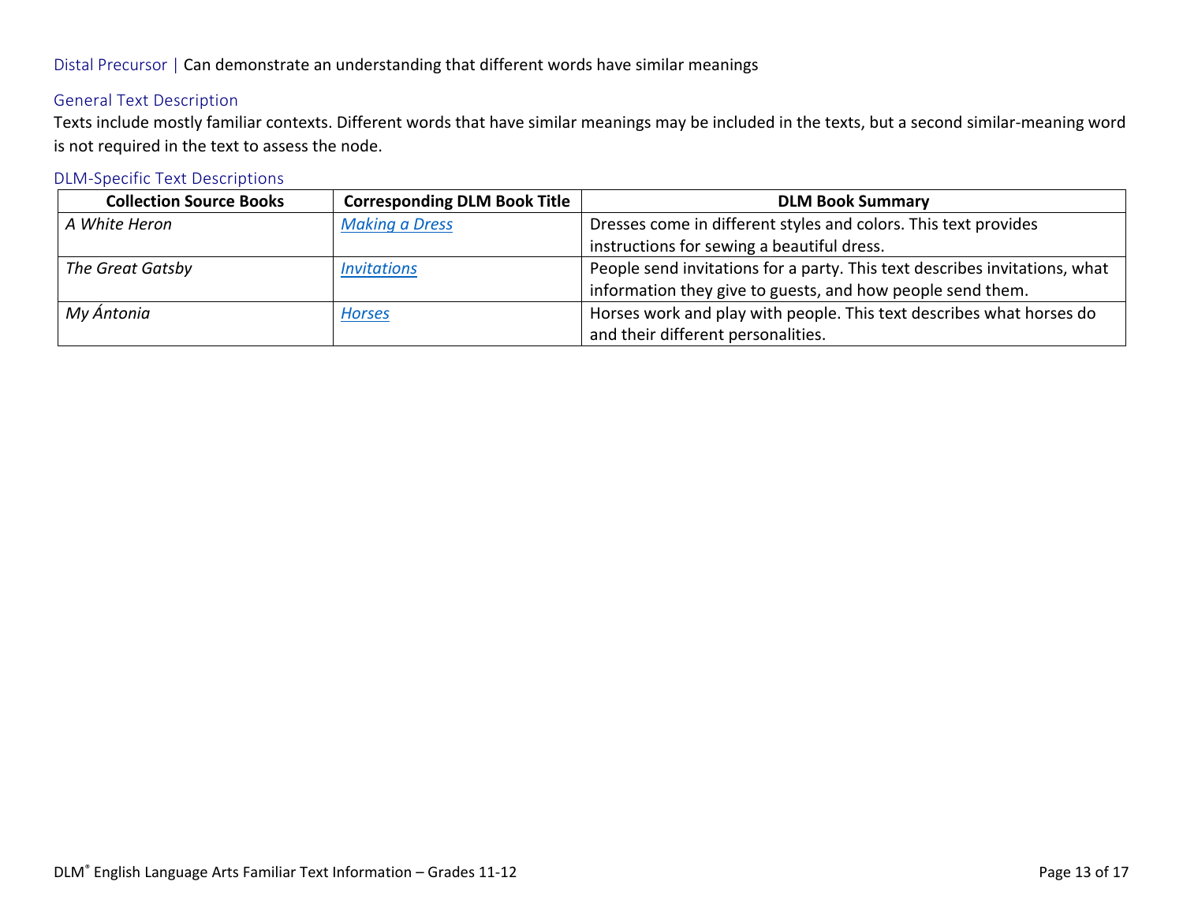Distal Precursor | Can demonstrate an understanding that different words have similar meanings

### General Text Description

Texts include mostly familiar contexts. Different words that have similar meanings may be included in the texts, but a second similar-meaning word is not required in the text to assess the node.

### DLM-Specific Text Descriptions

| Collection Source Books | Corresponding DLM Book Title | DLM Book Summary |
|---|---|---|
| *A White Heron* | *Making a Dress* | Dresses come in different styles and colors. This text provides instructions for sewing a beautiful dress. |
| *The Great Gatsby* | *Invitations* | People send invitations for a party. This text describes invitations, what information they give to guests, and how people send them. |
| *My Ántonia* | *Horses* | Horses work and play with people. This text describes what horses do and their different personalities. |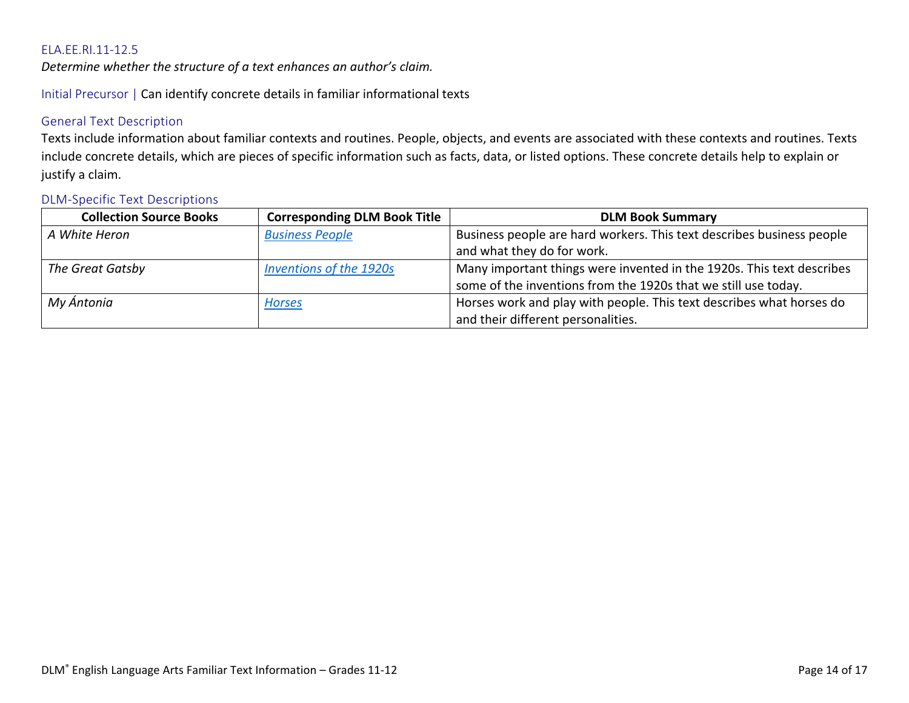## ELA.EE.RI.11-12.5

*Determine whether the structure of a text enhances an author's claim.*

Initial Precursor | Can identify concrete details in familiar informational texts

### General Text Description

Texts include information about familiar contexts and routines. People, objects, and events are associated with these contexts and routines. Texts include concrete details, which are pieces of specific information such as facts, data, or listed options. These concrete details help to explain or justify a claim.

### DLM-Specific Text Descriptions

| Collection Source Books | Corresponding DLM Book Title | DLM Book Summary |
|---|---|---|
| *A White Heron* | *Business People* | Business people are hard workers. This text describes business people and what they do for work. |
| *The Great Gatsby* | *Inventions of the 1920s* | Many important things were invented in the 1920s. This text describes some of the inventions from the 1920s that we still use today. |
| *My Ántonia* | *Horses* | Horses work and play with people. This text describes what horses do and their different personalities. |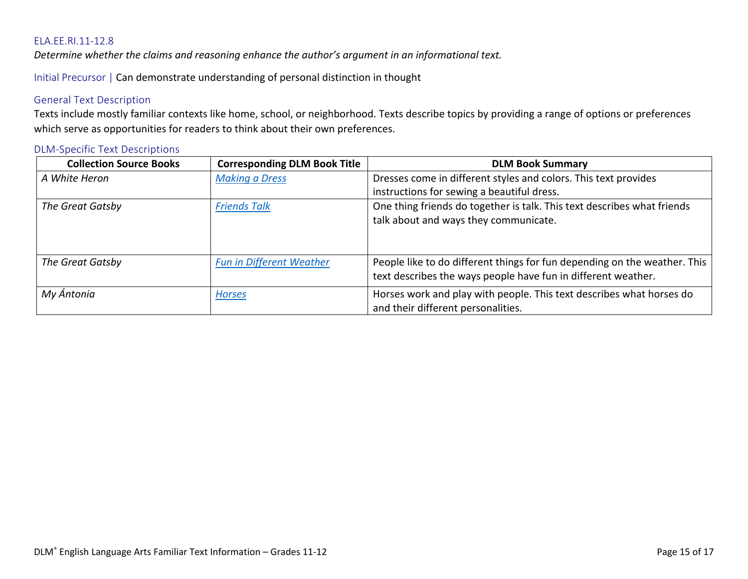ELA.EE.RI.11-12.8

*Determine whether the claims and reasoning enhance the author's argument in an informational text.*

Initial Precursor | Can demonstrate understanding of personal distinction in thought

### General Text Description

Texts include mostly familiar contexts like home, school, or neighborhood. Texts describe topics by providing a range of options or preferences which serve as opportunities for readers to think about their own preferences.

### DLM-Specific Text Descriptions

| Collection Source Books | Corresponding DLM Book Title | DLM Book Summary |
|---|---|---|
| *A White Heron* | *Making a Dress* | Dresses come in different styles and colors. This text provides instructions for sewing a beautiful dress. |
| *The Great Gatsby* | *Friends Talk* | One thing friends do together is talk. This text describes what friends talk about and ways they communicate. |
| *The Great Gatsby* | *Fun in Different Weather* | People like to do different things for fun depending on the weather. This text describes the ways people have fun in different weather. |
| *My Ántonia* | *Horses* | Horses work and play with people. This text describes what horses do and their different personalities. |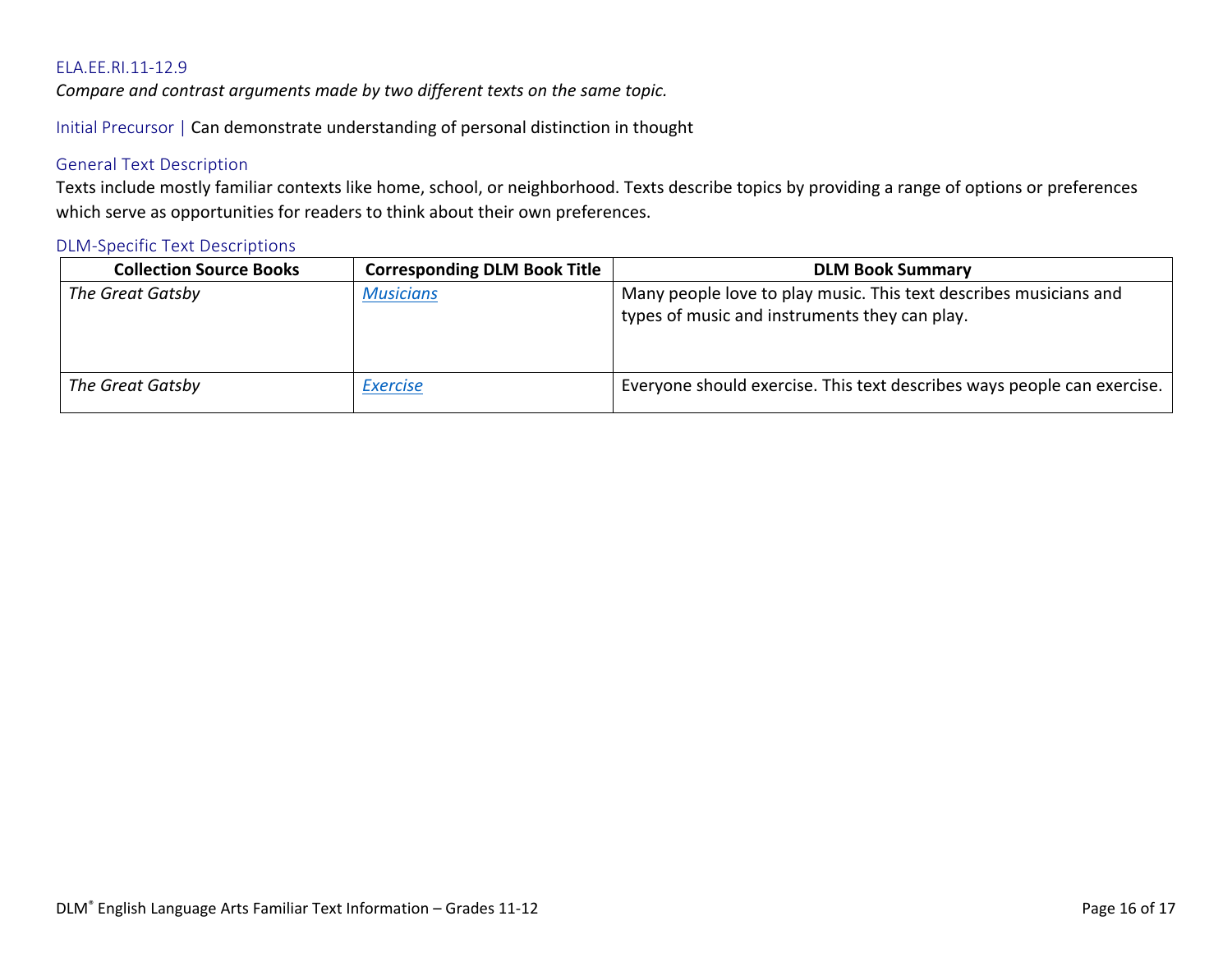### ELA.EE.RI.11-12.9

*Compare and contrast arguments made by two different texts on the same topic.*

Initial Precursor | Can demonstrate understanding of personal distinction in thought

#### General Text Description

Texts include mostly familiar contexts like home, school, or neighborhood. Texts describe topics by providing a range of options or preferences which serve as opportunities for readers to think about their own preferences.

#### DLM-Specific Text Descriptions

| Collection Source Books | Corresponding DLM Book Title | DLM Book Summary |
| --- | --- | --- |
| *The Great Gatsby* | *Musicians* | Many people love to play music. This text describes musicians and types of music and instruments they can play. |
| *The Great Gatsby* | *Exercise* | Everyone should exercise. This text describes ways people can exercise. |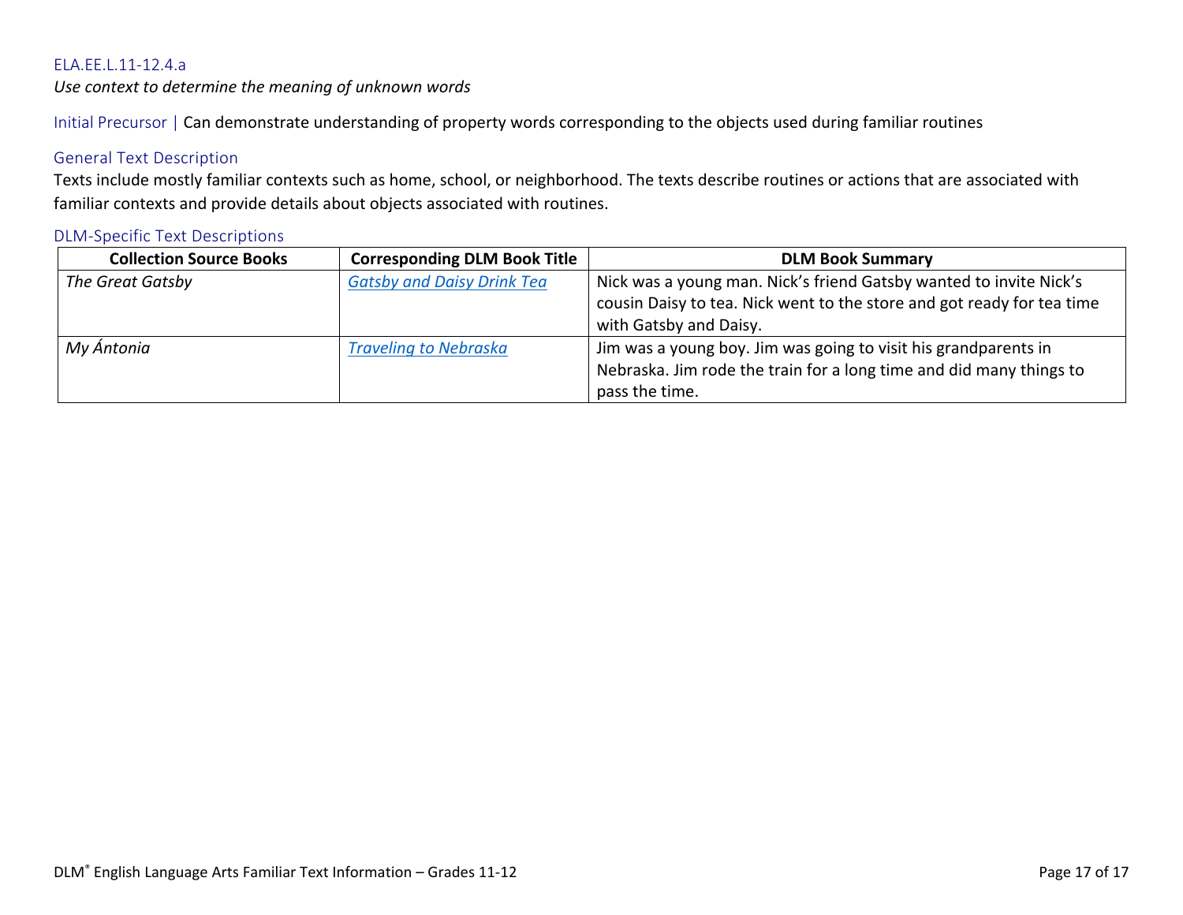ELA.EE.L.11-12.4.a

*Use context to determine the meaning of unknown words*

Initial Precursor | Can demonstrate understanding of property words corresponding to the objects used during familiar routines

### General Text Description

Texts include mostly familiar contexts such as home, school, or neighborhood. The texts describe routines or actions that are associated with familiar contexts and provide details about objects associated with routines.

### DLM-Specific Text Descriptions

| Collection Source Books | Corresponding DLM Book Title | DLM Book Summary |
|---|---|---|
| *The Great Gatsby* | *Gatsby and Daisy Drink Tea* | Nick was a young man. Nick's friend Gatsby wanted to invite Nick's cousin Daisy to tea. Nick went to the store and got ready for tea time with Gatsby and Daisy. |
| *My Ántonia* | *Traveling to Nebraska* | Jim was a young boy. Jim was going to visit his grandparents in Nebraska. Jim rode the train for a long time and did many things to pass the time. |